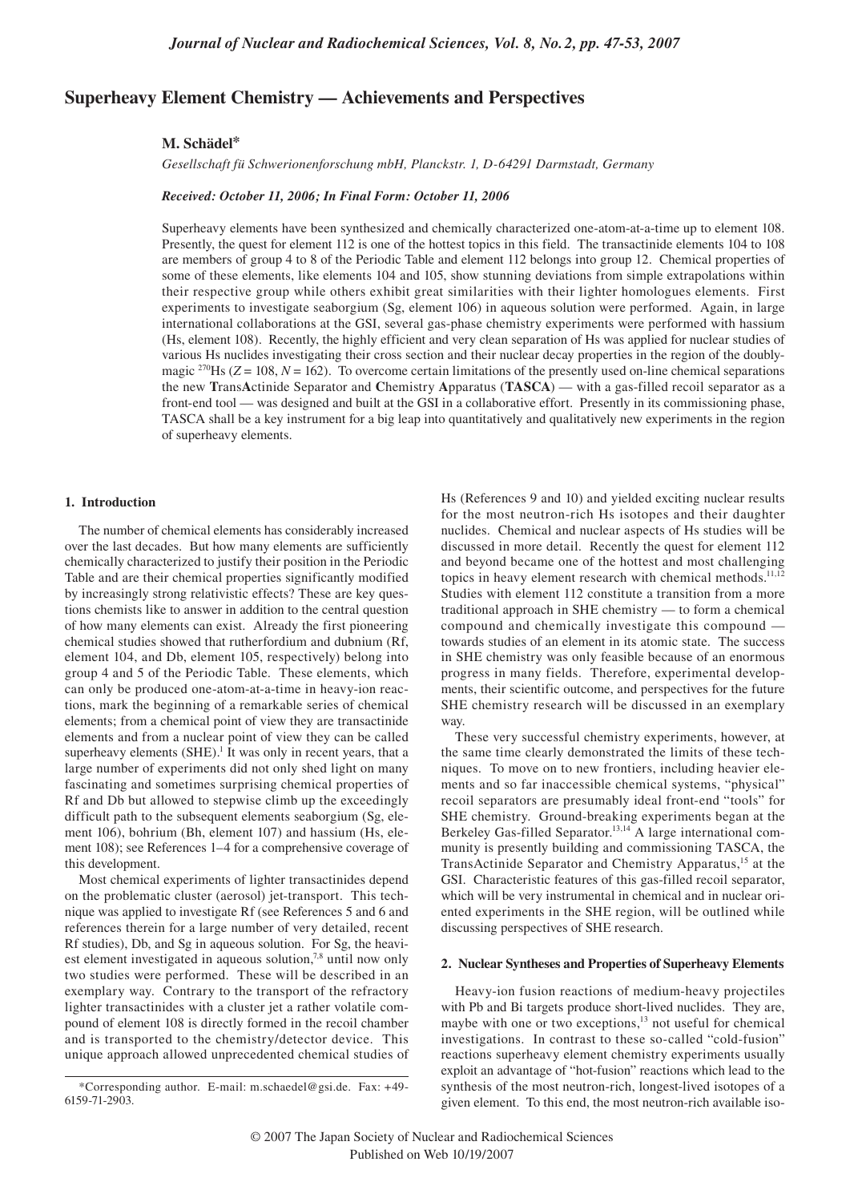# Superheavy Element Chemistry — Achievements and Perspectives

**M. Schädel***

*Gesellschaft fü Schwerionenforschung mbH, Planckstr. 1, D-64291 Darmstadt, Germany*

***Received: October 11, 2006; In Final Form: October 11, 2006***

Superheavy elements have been synthesized and chemically characterized one-atom-at-a-time up to element 108. Presently, the quest for element 112 is one of the hottest topics in this field. The transactinide elements 104 to 108 are members of group 4 to 8 of the Periodic Table and element 112 belongs into group 12. Chemical properties of some of these elements, like elements 104 and 105, show stunning deviations from simple extrapolations within their respective group while others exhibit great similarities with their lighter homologues elements. First experiments to investigate seaborgium (Sg, element 106) in aqueous solution were performed. Again, in large international collaborations at the GSI, several gas-phase chemistry experiments were performed with hassium (Hs, element 108). Recently, the highly efficient and very clean separation of Hs was applied for nuclear studies of various Hs nuclides investigating their cross section and their nuclear decay properties in the region of the doubly-magic $^{270}$Hs ($Z = 108$, $N = 162$). To overcome certain limitations of the presently used on-line chemical separations the new **T**rans**A**ctinide **S**eparator and **C**hemistry **A**pparatus (**TASCA**) — with a gas-filled recoil separator as a front-end tool — was designed and built at the GSI in a collaborative effort. Presently in its commissioning phase, TASCA shall be a key instrument for a big leap into quantitatively and qualitatively new experiments in the region of superheavy elements.

## 1. Introduction

The number of chemical elements has considerably increased over the last decades. But how many elements are sufficiently chemically characterized to justify their position in the Periodic Table and are their chemical properties significantly modified by increasingly strong relativistic effects? These are key questions chemists like to answer in addition to the central question of how many elements can exist. Already the first pioneering chemical studies showed that rutherfordium and dubnium (Rf, element 104, and Db, element 105, respectively) belong into group 4 and 5 of the Periodic Table. These elements, which can only be produced one-atom-at-a-time in heavy-ion reactions, mark the beginning of a remarkable series of chemical elements; from a chemical point of view they are transactinide elements and from a nuclear point of view they can be called superheavy elements (SHE).[1] It was only in recent years, that a large number of experiments did not only shed light on many fascinating and sometimes surprising chemical properties of Rf and Db but allowed to stepwise climb up the exceedingly difficult path to the subsequent elements seaborgium (Sg, element 106), bohrium (Bh, element 107) and hassium (Hs, element 108); see References 1–4 for a comprehensive coverage of this development.

Most chemical experiments of lighter transactinides depend on the problematic cluster (aerosol) jet-transport. This technique was applied to investigate Rf (see References 5 and 6 and references therein for a large number of very detailed, recent Rf studies), Db, and Sg in aqueous solution. For Sg, the heaviest element investigated in aqueous solution,[7,8] until now only two studies were performed. These will be described in an exemplary way. Contrary to the transport of the refractory lighter transactinides with a cluster jet a rather volatile compound of element 108 is directly formed in the recoil chamber and is transported to the chemistry/detector device. This unique approach allowed unprecedented chemical studies of Hs (References 9 and 10) and yielded exciting nuclear results for the most neutron-rich Hs isotopes and their daughter nuclides. Chemical and nuclear aspects of Hs studies will be discussed in more detail. Recently the quest for element 112 and beyond became one of the hottest and most challenging topics in heavy element research with chemical methods.[11,12] Studies with element 112 constitute a transition from a more traditional approach in SHE chemistry — to form a chemical compound and chemically investigate this compound — towards studies of an element in its atomic state. The success in SHE chemistry was only feasible because of an enormous progress in many fields. Therefore, experimental developments, their scientific outcome, and perspectives for the future SHE chemistry research will be discussed in an exemplary way.

These very successful chemistry experiments, however, at the same time clearly demonstrated the limits of these techniques. To move on to new frontiers, including heavier elements and so far inaccessible chemical systems, "physical" recoil separators are presumably ideal front-end "tools" for SHE chemistry. Ground-breaking experiments began at the Berkeley Gas-filled Separator.[13,14] A large international community is presently building and commissioning TASCA, the TransActinide Separator and Chemistry Apparatus,[15] at the GSI. Characteristic features of this gas-filled recoil separator, which will be very instrumental in chemical and in nuclear oriented experiments in the SHE region, will be outlined while discussing perspectives of SHE research.

## 2. Nuclear Syntheses and Properties of Superheavy Elements

Heavy-ion fusion reactions of medium-heavy projectiles with Pb and Bi targets produce short-lived nuclides. They are, maybe with one or two exceptions,[13] not useful for chemical investigations. In contrast to these so-called "cold-fusion" reactions superheavy element chemistry experiments usually exploit an advantage of "hot-fusion" reactions which lead to the synthesis of the most neutron-rich, longest-lived isotopes of a given element. To this end, the most neutron-rich available iso-

*Corresponding author. E-mail: m.schaedel@gsi.de. Fax: +49-6159-71-2903.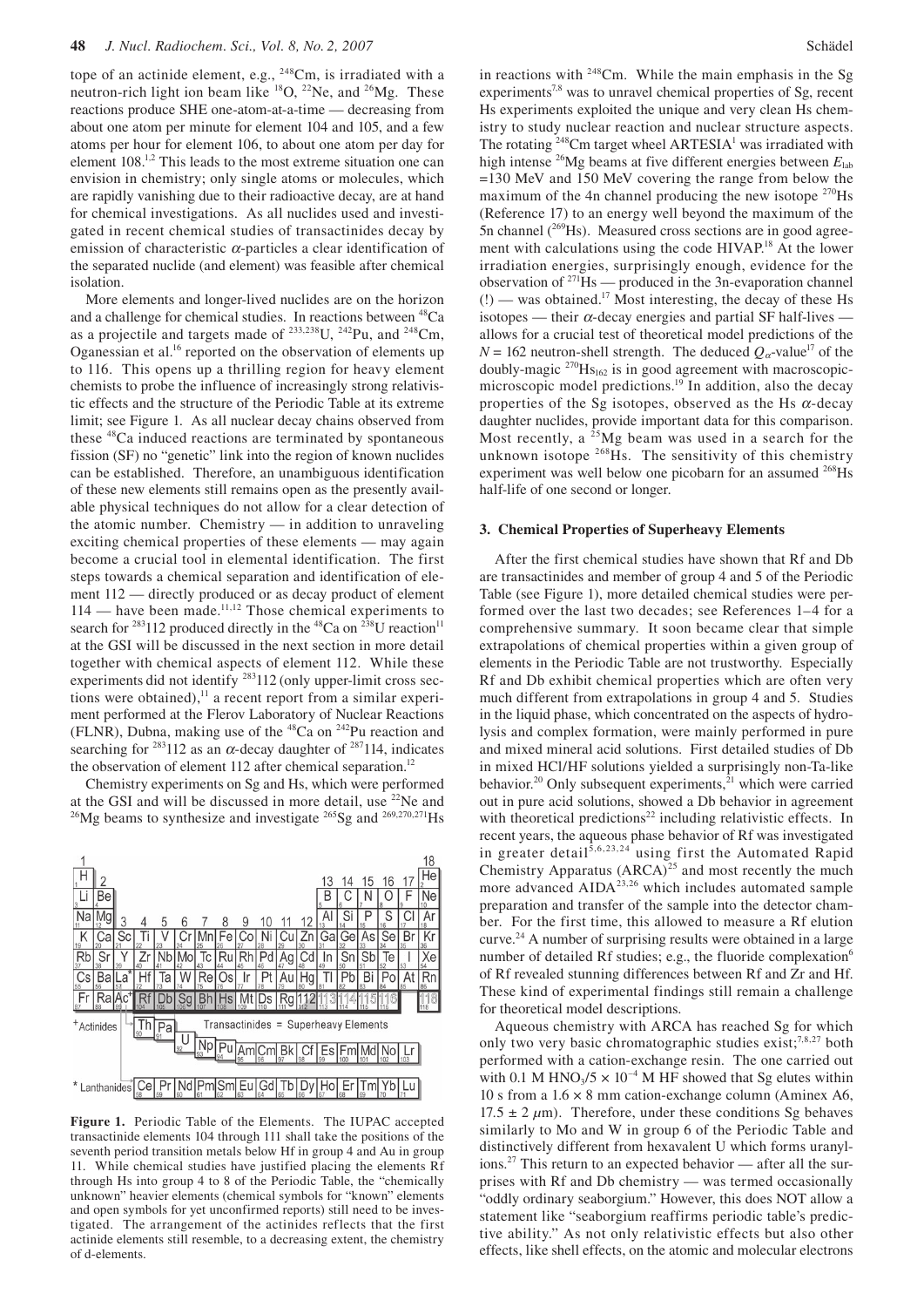tope of an actinide element, e.g., $^{248}$Cm, is irradiated with a neutron-rich light ion beam like $^{18}$O, $^{22}$Ne, and $^{26}$Mg. These reactions produce SHE one-atom-at-a-time — decreasing from about one atom per minute for element 104 and 105, and a few atoms per hour for element 106, to about one atom per day for element 108.[1,2] This leads to the most extreme situation one can envision in chemistry; only single atoms or molecules, which are rapidly vanishing due to their radioactive decay, are at hand for chemical investigations. As all nuclides used and investigated in recent chemical studies of transactinides decay by emission of characteristic $\alpha$-particles a clear identification of the separated nuclide (and element) was feasible after chemical isolation.

More elements and longer-lived nuclides are on the horizon and a challenge for chemical studies. In reactions between $^{48}$Ca as a projectile and targets made of $^{233,238}$U, $^{242}$Pu, and $^{248}$Cm, Oganessian et al.[16] reported on the observation of elements up to 116. This opens up a thrilling region for heavy element chemists to probe the influence of increasingly strong relativistic effects and the structure of the Periodic Table at its extreme limit; see Figure 1. As all nuclear decay chains observed from these $^{48}$Ca induced reactions are terminated by spontaneous fission (SF) no "genetic" link into the region of known nuclides can be established. Therefore, an unambiguous identification of these new elements still remains open as the presently available physical techniques do not allow for a clear detection of the atomic number. Chemistry — in addition to unraveling exciting chemical properties of these elements — may again become a crucial tool in elemental identification. The first steps towards a chemical separation and identification of element 112 — directly produced or as decay product of element 114 — have been made.[11,12] Those chemical experiments to search for $^{283}$112 produced directly in the $^{48}$Ca on $^{238}$U reaction[11] at the GSI will be discussed in the next section in more detail together with chemical aspects of element 112. While these experiments did not identify $^{283}$112 (only upper-limit cross sections were obtained),[11] a recent report from a similar experiment performed at the Flerov Laboratory of Nuclear Reactions (FLNR), Dubna, making use of the $^{48}$Ca on $^{242}$Pu reaction and searching for $^{283}$112 as an $\alpha$-decay daughter of $^{287}$114, indicates the observation of element 112 after chemical separation.[12]

Chemistry experiments on Sg and Hs, which were performed at the GSI and will be discussed in more detail, use $^{22}$Ne and $^{26}$Mg beams to synthesize and investigate $^{265}$Sg and $^{269,270,271}$Hs in reactions with $^{248}$Cm. While the main emphasis in the Sg experiments[7,8] was to unravel chemical properties of Sg, recent Hs experiments exploited the unique and very clean Hs chemistry to study nuclear reaction and nuclear structure aspects. The rotating $^{248}$Cm target wheel ARTESIA[1] was irradiated with high intense $^{26}$Mg beams at five different energies between $E_{lab}$ =130 MeV and 150 MeV covering the range from below the maximum of the 4n channel producing the new isotope $^{270}$Hs (Reference 17) to an energy well beyond the maximum of the 5n channel ($^{269}$Hs). Measured cross sections are in good agreement with calculations using the code HIVAP.[18] At the lower irradiation energies, surprisingly enough, evidence for the observation of $^{271}$Hs — produced in the 3n-evaporation channel (!) — was obtained.[17] Most interesting, the decay of these Hs isotopes — their $\alpha$-decay energies and partial SF half-lives — allows for a crucial test of theoretical model predictions of the $N = 162$ neutron-shell strength. The deduced $Q_\alpha$-value[17] of the doubly-magic $^{270}$Hs$_{162}$ is in good agreement with macroscopic-microscopic model predictions.[19] In addition, also the decay properties of the Sg isotopes, observed as the Hs $\alpha$-decay daughter nuclides, provide important data for this comparison. Most recently, a $^{25}$Mg beam was used in a search for the unknown isotope $^{268}$Hs. The sensitivity of this chemistry experiment was well below one picobarn for an assumed $^{268}$Hs half-life of one second or longer.

**Figure 1.** Periodic Table of the Elements. The IUPAC accepted transactinide elements 104 through 111 shall take the positions of the seventh period transition metals below Hf in group 4 and Au in group 11. While chemical studies have justified placing the elements Rf through Hs into group 4 to 8 of the Periodic Table, the "chemically unknown" heavier elements (chemical symbols for "known" elements and open symbols for yet unconfirmed reports) still need to be investigated. The arrangement of the actinides reflects that the first actinide elements still resemble, to a decreasing extent, the chemistry of d-elements.

### 3. Chemical Properties of Superheavy Elements

After the first chemical studies have shown that Rf and Db are transactinides and member of group 4 and 5 of the Periodic Table (see Figure 1), more detailed chemical studies were performed over the last two decades; see References 1–4 for a comprehensive summary. It soon became clear that simple extrapolations of chemical properties within a given group of elements in the Periodic Table are not trustworthy. Especially Rf and Db exhibit chemical properties which are often very much different from extrapolations in group 4 and 5. Studies in the liquid phase, which concentrated on the aspects of hydrolysis and complex formation, were mainly performed in pure and mixed mineral acid solutions. First detailed studies of Db in mixed HCl/HF solutions yielded a surprisingly non-Ta-like behavior.[20] Only subsequent experiments,[21] which were carried out in pure acid solutions, showed a Db behavior in agreement with theoretical predictions[22] including relativistic effects. In recent years, the aqueous phase behavior of Rf was investigated in greater detail[5,6,23,24] using first the Automated Rapid Chemistry Apparatus (ARCA)[25] and most recently the much more advanced AIDA[23,26] which includes automated sample preparation and transfer of the sample into the detector chamber. For the first time, this allowed to measure a Rf elution curve.[24] A number of surprising results were obtained in a large number of detailed Rf studies; e.g., the fluoride complexation[6] of Rf revealed stunning differences between Rf and Zr and Hf. These kind of experimental findings still remain a challenge for theoretical model descriptions.

Aqueous chemistry with ARCA has reached Sg for which only two very basic chromatographic studies exist;[7,8,27] both performed with a cation-exchange resin. The one carried out with 0.1 M $HNO_3$/5 × $10^{-4}$ M HF showed that Sg elutes within 10 s from a 1.6 × 8 mm cation-exchange column (Aminex A6, 17.5 ± 2 $\mu$m). Therefore, under these conditions Sg behaves similarly to Mo and W in group 6 of the Periodic Table and distinctively different from hexavalent U which forms uranyl-ions.[27] This return to an expected behavior — after all the surprises with Rf and Db chemistry — was termed occasionally "oddly ordinary seaborgium." However, this does NOT allow a statement like "seaborgium reaffirms periodic table's predictive ability." As not only relativistic effects but also other effects, like shell effects, on the atomic and molecular electrons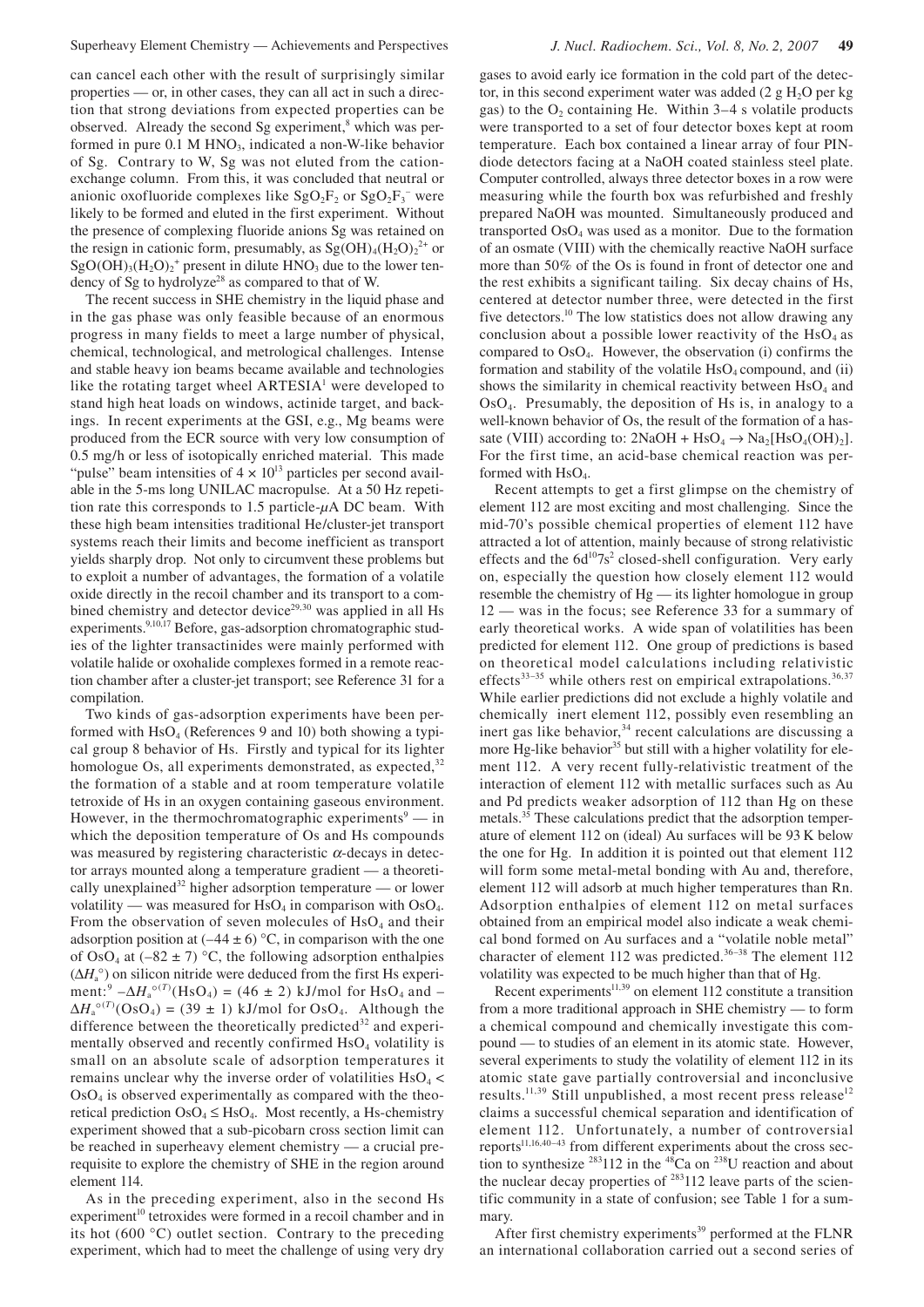can cancel each other with the result of surprisingly similar properties — or, in other cases, they can all act in such a direction that strong deviations from expected properties can be observed. Already the second Sg experiment,[8] which was performed in pure 0.1 M $HNO_3$, indicated a non-W-like behavior of Sg. Contrary to W, Sg was not eluted from the cation-exchange column. From this, it was concluded that neutral or anionic oxofluoride complexes like $SgO_2F_2$ or $SgO_2F_3^-$ were likely to be formed and eluted in the first experiment. Without the presence of complexing fluoride anions Sg was retained on the resign in cationic form, presumably, as $Sg(OH)_4(H_2O)_2^{2+}$ or $SgO(OH)_3(H_2O)_2^+$ present in dilute $HNO_3$ due to the lower tendency of Sg to hydrolyze[28] as compared to that of W.

The recent success in SHE chemistry in the liquid phase and in the gas phase was only feasible because of an enormous progress in many fields to meet a large number of physical, chemical, technological, and metrological challenges. Intense and stable heavy ion beams became available and technologies like the rotating target wheel ARTESIA[1] were developed to stand high heat loads on windows, actinide target, and backings. In recent experiments at the GSI, e.g., Mg beams were produced from the ECR source with very low consumption of 0.5 mg/h or less of isotopically enriched material. This made "pulse" beam intensities of $4 \times 10^{13}$ particles per second available in the 5-ms long UNILAC macropulse. At a 50 Hz repetition rate this corresponds to 1.5 particle-$\mu$A DC beam. With these high beam intensities traditional He/cluster-jet transport systems reach their limits and become inefficient as transport yields sharply drop. Not only to circumvent these problems but to exploit a number of advantages, the formation of a volatile oxide directly in the recoil chamber and its transport to a combined chemistry and detector device[29,30] was applied in all Hs experiments.[9,10,17] Before, gas-adsorption chromatographic studies of the lighter transactinides were mainly performed with volatile halide or oxohalide complexes formed in a remote reaction chamber after a cluster-jet transport; see Reference 31 for a compilation.

Two kinds of gas-adsorption experiments have been performed with $HsO_4$ (References 9 and 10) both showing a typical group 8 behavior of Hs. Firstly and typical for its lighter homologue Os, all experiments demonstrated, as expected,[32] the formation of a stable and at room temperature volatile tetroxide of Hs in an oxygen containing gaseous environment. However, in the thermochromatographic experiments[9] — in which the deposition temperature of Os and Hs compounds was measured by registering characteristic $\alpha$-decays in detector arrays mounted along a temperature gradient — a theoretically unexplained[32] higher adsorption temperature — or lower volatility — was measured for $HsO_4$ in comparison with $OsO_4$. From the observation of seven molecules of $HsO_4$ and their adsorption position at $(-44 \pm 6)$ °C, in comparison with the one of $OsO_4$ at $(-82 \pm 7)$ °C, the following adsorption enthalpies ($\Delta H_a^\circ$) on silicon nitride were deduced from the first Hs experiment:[9] $-\Delta H_a^{\circ(T)}(HsO_4) = (46 \pm 2)$ kJ/mol for $HsO_4$ and $-\Delta H_a^{\circ(T)}(OsO_4) = (39 \pm 1)$ kJ/mol for $OsO_4$. Although the difference between the theoretically predicted[32] and experimentally observed and recently confirmed $HsO_4$ volatility is small on an absolute scale of adsorption temperatures it remains unclear why the inverse order of volatilities $HsO_4$ < $OsO_4$ is observed experimentally as compared with the theoretical prediction $OsO_4 \leq HsO_4$. Most recently, a Hs-chemistry experiment showed that a sub-picobarn cross section limit can be reached in superheavy element chemistry — a crucial prerequisite to explore the chemistry of SHE in the region around element 114.

As in the preceding experiment, also in the second Hs experiment[10] tetroxides were formed in a recoil chamber and in its hot (600 °C) outlet section. Contrary to the preceding experiment, which had to meet the challenge of using very dry gases to avoid early ice formation in the cold part of the detector, in this second experiment water was added (2 g $H_2O$ per kg gas) to the $O_2$ containing He. Within 3–4 s volatile products were transported to a set of four detector boxes kept at room temperature. Each box contained a linear array of four PIN-diode detectors facing at a NaOH coated stainless steel plate. Computer controlled, always three detector boxes in a row were measuring while the fourth box was refurbished and freshly prepared NaOH was mounted. Simultaneously produced and transported $OsO_4$ was used as a monitor. Due to the formation of an osmate (VIII) with the chemically reactive NaOH surface more than 50% of the Os is found in front of detector one and the rest exhibits a significant tailing. Six decay chains of Hs, centered at detector number three, were detected in the first five detectors.[10] The low statistics does not allow drawing any conclusion about a possible lower reactivity of the $HsO_4$ as compared to $OsO_4$. However, the observation (i) confirms the formation and stability of the volatile $HsO_4$ compound, and (ii) shows the similarity in chemical reactivity between $HsO_4$ and $OsO_4$. Presumably, the deposition of Hs is, in analogy to a well-known behavior of Os, the result of the formation of a hassate (VIII) according to: $2NaOH + HsO_4 \rightarrow Na_2[HsO_4(OH)_2]$. For the first time, an acid-base chemical reaction was performed with $HsO_4$.

Recent attempts to get a first glimpse on the chemistry of element 112 are most exciting and most challenging. Since the mid-70's possible chemical properties of element 112 have attracted a lot of attention, mainly because of strong relativistic effects and the $6d^{10}7s^2$ closed-shell configuration. Very early on, especially the question how closely element 112 would resemble the chemistry of Hg — its lighter homologue in group 12 — was in the focus; see Reference 33 for a summary of early theoretical works. A wide span of volatilities has been predicted for element 112. One group of predictions is based on theoretical model calculations including relativistic effects[33–35] while others rest on empirical extrapolations.[36,37] While earlier predictions did not exclude a highly volatile and chemically inert element 112, possibly even resembling an inert gas like behavior,[34] recent calculations are discussing a more Hg-like behavior[35] but still with a higher volatility for element 112. A very recent fully-relativistic treatment of the interaction of element 112 with metallic surfaces such as Au and Pd predicts weaker adsorption of 112 than Hg on these metals.[35] These calculations predict that the adsorption temperature of element 112 on (ideal) Au surfaces will be 93 K below the one for Hg. In addition it is pointed out that element 112 will form some metal-metal bonding with Au and, therefore, element 112 will adsorb at much higher temperatures than Rn. Adsorption enthalpies of element 112 on metal surfaces obtained from an empirical model also indicate a weak chemical bond formed on Au surfaces and a "volatile noble metal" character of element 112 was predicted.[36–38] The element 112 volatility was expected to be much higher than that of Hg.

Recent experiments[11,39] on element 112 constitute a transition from a more traditional approach in SHE chemistry — to form a chemical compound and chemically investigate this compound — to studies of an element in its atomic state. However, several experiments to study the volatility of element 112 in its atomic state gave partially controversial and inconclusive results.[11,39] Still unpublished, a most recent press release[12] claims a successful chemical separation and identification of element 112. Unfortunately, a number of controversial reports[11,16,40–43] from different experiments about the cross section to synthesize $^{283}$112 in the $^{48}$Ca on $^{238}$U reaction and about the nuclear decay properties of $^{283}$112 leave parts of the scientific community in a state of confusion; see Table 1 for a summary.

After first chemistry experiments[39] performed at the FLNR an international collaboration carried out a second series of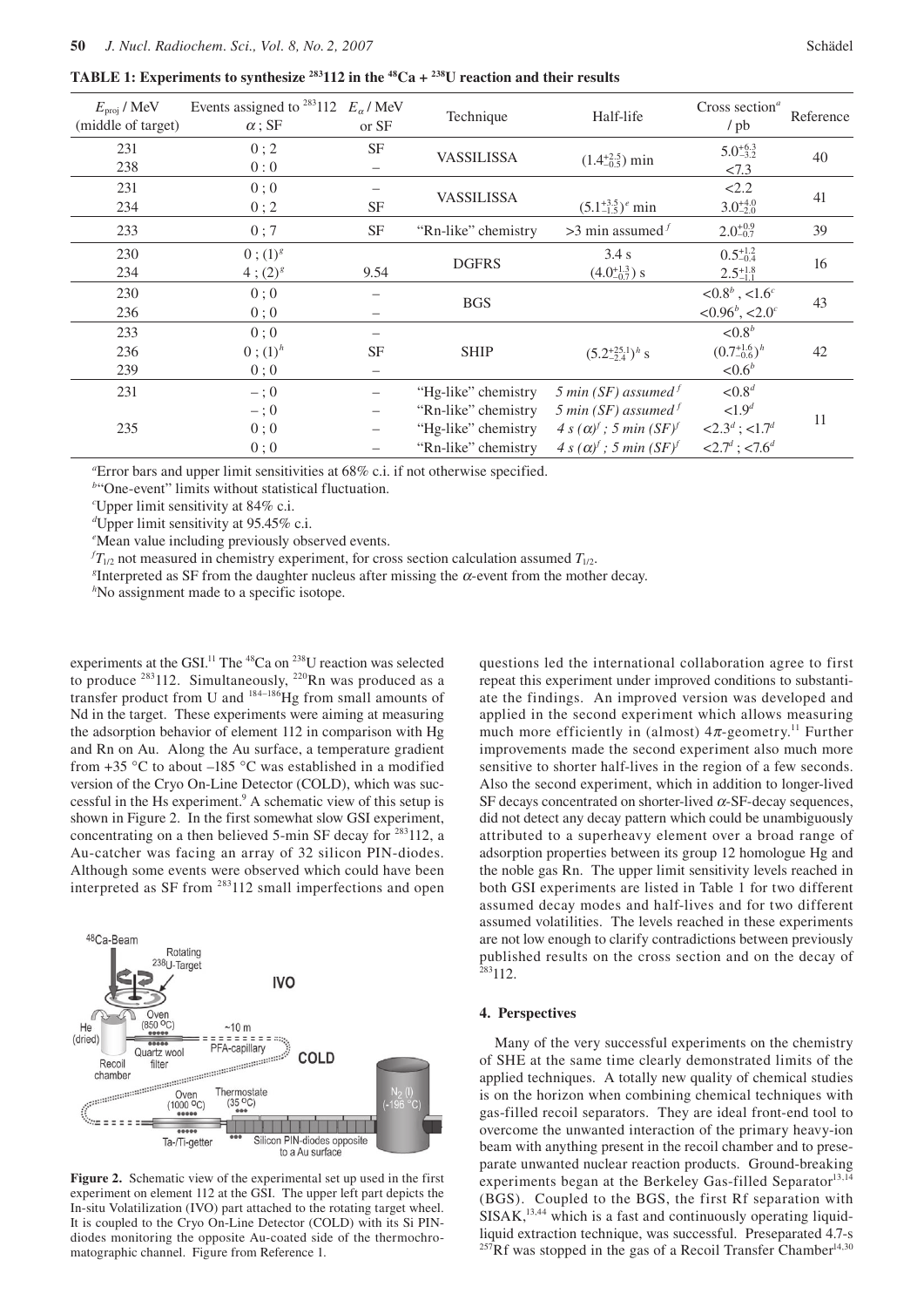**TABLE 1: Experiments to synthesize $^{283}112$ in the $^{48}Ca + ^{238}U$ reaction and their results**

| $E_{proj}$ / MeV (middle of target) | Events assigned to $^{283}112$ $\alpha$ ; SF | $E_\alpha$ / MeV or SF | Technique | Half-life | Cross section[a] / pb | Reference |
|---|---|---|---|---|---|---|
| 231 | 0 ; 2 | SF | VASSILISSA | $(1.4^{+2.5}_{-0.5})$ min | $5.0^{+6.3}_{-3.2}$ | 40 |
| 238 | 0 : 0 | – | | | <7.3 | |
| 231 | 0 ; 0 | – | VASSILISSA | | <2.2 | 41 |
| 234 | 0 ; 2 | SF | | $(5.1^{+3.5}_{-1.5})^e$ min | $3.0^{+4.0}_{-2.0}$ | |
| 233 | 0 ; 7 | SF | "Rn-like" chemistry | >3 min assumed[f] | $2.0^{+0.9}_{-0.7}$ | 39 |
| 230 | 0 ; (1)[g] | | DGFRS | 3.4 s | $0.5^{+1.2}_{-0.4}$ | 16 |
| 234 | 4 ; (2)[g] | 9.54 | | $(4.0^{+1.3}_{-0.7})$ s | $2.5^{+1.8}_{-1.1}$ | |
| 230 | 0 ; 0 | – | BGS | | <0.8[b] , <1.6[c] | 43 |
| 236 | 0 ; 0 | – | | | <0.96[b], <2.0[c] | |
| 233 | 0 ; 0 | – | SHIP | | <0.8[b] | 42 |
| 236 | 0 ; (1)[h] | SF | | $(5.2^{+25.1}_{-2.4})^h$ s | $(0.7^{+1.6}_{-0.6})^h$ | |
| 239 | 0 ; 0 | – | | | <0.6[b] | |
| 231 | – ; 0 | – | "Hg-like" chemistry | *5 min (SF) assumed*[f] | <0.8[d] | 11 |
| | – ; 0 | – | "Rn-like" chemistry | *5 min (SF) assumed*[f] | <1.9[d] | |
| 235 | 0 ; 0 | – | "Hg-like" chemistry | *4 s (α)*[f] *; 5 min (SF)*[f] | <2.3[d] ; <1.7[d] | |
| | 0 ; 0 | – | "Rn-like" chemistry | *4 s (α)*[f] *; 5 min (SF)*[f] | <2.7[d] ; <7.6[d] | |

[a]Error bars and upper limit sensitivities at 68% c.i. if not otherwise specified.
[b]"One-event" limits without statistical fluctuation.
[c]Upper limit sensitivity at 84% c.i.
[d]Upper limit sensitivity at 95.45% c.i.
[e]Mean value including previously observed events.
[f]$T_{1/2}$ not measured in chemistry experiment, for cross section calculation assumed $T_{1/2}$.
[g]Interpreted as SF from the daughter nucleus after missing the $\alpha$-event from the mother decay.
[h]No assignment made to a specific isotope.

experiments at the GSI.[11] The $^{48}Ca$ on $^{238}U$ reaction was selected to produce $^{283}112$. Simultaneously, $^{220}Rn$ was produced as a transfer product from U and $^{184-186}Hg$ from small amounts of Nd in the target. These experiments were aiming at measuring the adsorption behavior of element 112 in comparison with Hg and Rn on Au. Along the Au surface, a temperature gradient from +35 °C to about –185 °C was established in a modified version of the Cryo On-Line Detector (COLD), which was successful in the Hs experiment.[9] A schematic view of this setup is shown in Figure 2. In the first somewhat slow GSI experiment, concentrating on a then believed 5-min SF decay for $^{283}112$, a Au-catcher was facing an array of 32 silicon PIN-diodes. Although some events were observed which could have been interpreted as SF from $^{283}112$ small imperfections and open questions led the international collaboration agree to first repeat this experiment under improved conditions to substantiate the findings. An improved version was developed and applied in the second experiment which allows measuring much more efficiently in (almost) $4\pi$-geometry.[11] Further improvements made the second experiment also much more sensitive to shorter half-lives in the region of a few seconds. Also the second experiment, which in addition to longer-lived SF decays concentrated on shorter-lived $\alpha$-SF-decay sequences, did not detect any decay pattern which could be unambiguously attributed to a superheavy element over a broad range of adsorption properties between its group 12 homologue Hg and the noble gas Rn. The upper limit sensitivity levels reached in both GSI experiments are listed in Table 1 for two different assumed decay modes and half-lives and for two different assumed volatilities. The levels reached in these experiments are not low enough to clarify contradictions between previously published results on the cross section and on the decay of $^{283}112$.

**Figure 2.** Schematic view of the experimental set up used in the first experiment on element 112 at the GSI. The upper left part depicts the In-situ Volatilization (IVO) part attached to the rotating target wheel. It is coupled to the Cryo On-Line Detector (COLD) with its Si PIN-diodes monitoring the opposite Au-coated side of the thermochromatographic channel. Figure from Reference 1.

### 4. Perspectives

Many of the very successful experiments on the chemistry of SHE at the same time clearly demonstrated limits of the applied techniques. A totally new quality of chemical studies is on the horizon when combining chemical techniques with gas-filled recoil separators. They are ideal front-end tool to overcome the unwanted interaction of the primary heavy-ion beam with anything present in the recoil chamber and to preseparate unwanted nuclear reaction products. Ground-breaking experiments began at the Berkeley Gas-filled Separator[13,14] (BGS). Coupled to the BGS, the first Rf separation with SISAK,[13,44] which is a fast and continuously operating liquid-liquid extraction technique, was successful. Preseparated 4.7-s $^{257}Rf$ was stopped in the gas of a Recoil Transfer Chamber[14,30]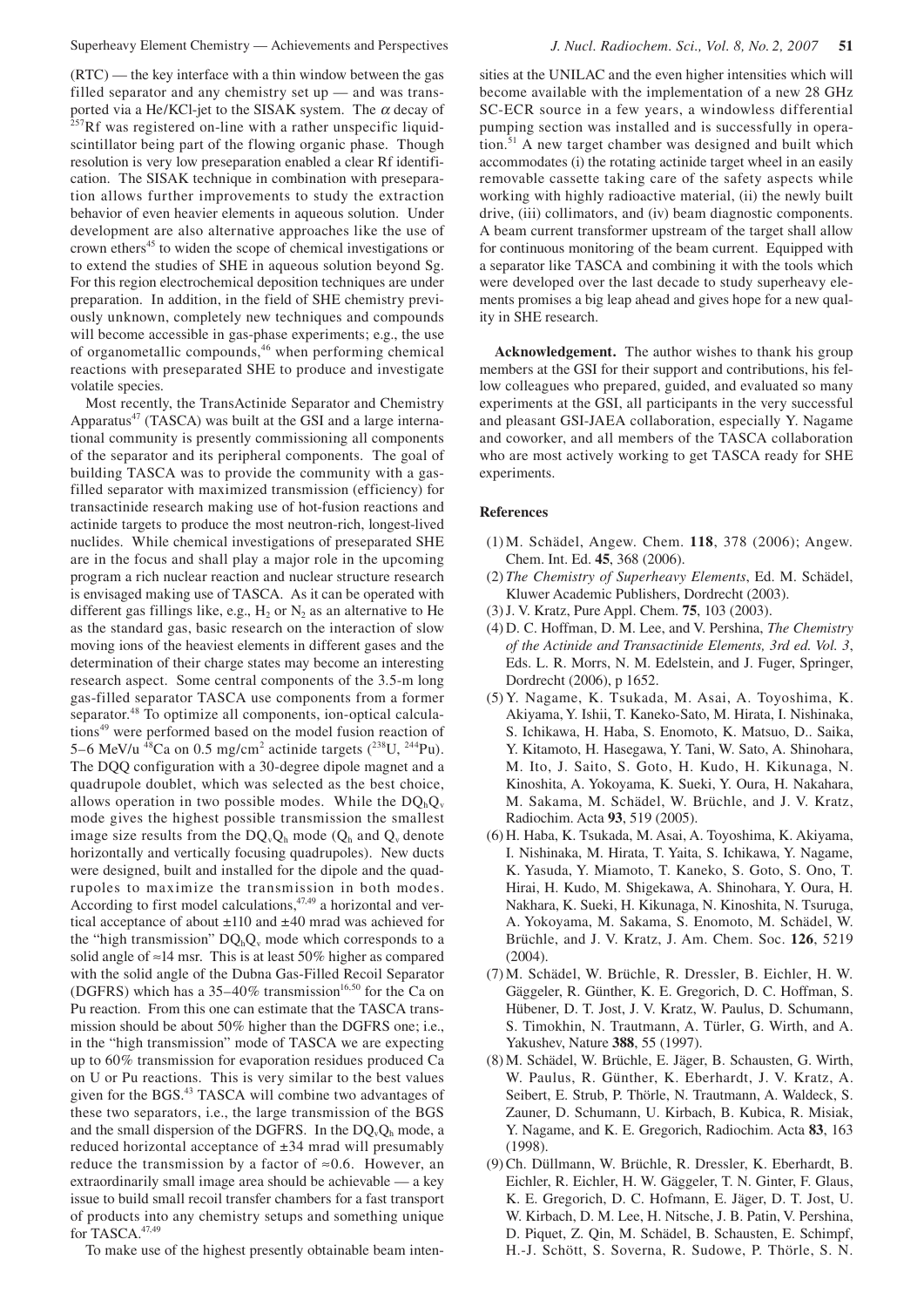(RTC) — the key interface with a thin window between the gas filled separator and any chemistry set up — and was transported via a He/KCl-jet to the SISAK system. The $\alpha$ decay of $^{257}$Rf was registered on-line with a rather unspecific liquid-scintillator being part of the flowing organic phase. Though resolution is very low preseparation enabled a clear Rf identification. The SISAK technique in combination with preseparation allows further improvements to study the extraction behavior of even heavier elements in aqueous solution. Under development are also alternative approaches like the use of crown ethers[45] to widen the scope of chemical investigations or to extend the studies of SHE in aqueous solution beyond Sg. For this region electrochemical deposition techniques are under preparation. In addition, in the field of SHE chemistry previously unknown, completely new techniques and compounds will become accessible in gas-phase experiments; e.g., the use of organometallic compounds,[46] when performing chemical reactions with preseparated SHE to produce and investigate volatile species.

Most recently, the TransActinide Separator and Chemistry Apparatus[47] (TASCA) was built at the GSI and a large international community is presently commissioning all components of the separator and its peripheral components. The goal of building TASCA was to provide the community with a gas-filled separator with maximized transmission (efficiency) for transactinide research making use of hot-fusion reactions and actinide targets to produce the most neutron-rich, longest-lived nuclides. While chemical investigations of preseparated SHE are in the focus and shall play a major role in the upcoming program a rich nuclear reaction and nuclear structure research is envisaged making use of TASCA. As it can be operated with different gas fillings like, e.g., $H_2$ or $N_2$ as an alternative to He as the standard gas, basic research on the interaction of slow moving ions of the heaviest elements in different gases and the determination of their charge states may become an interesting research aspect. Some central components of the 3.5-m long gas-filled separator TASCA use components from a former separator.[48] To optimize all components, ion-optical calculations[49] were performed based on the model fusion reaction of 5–6 MeV/u $^{48}$Ca on 0.5 mg/cm$^2$ actinide targets ($^{238}$U, $^{244}$Pu). The DQQ configuration with a 30-degree dipole magnet and a quadrupole doublet, which was selected as the best choice, allows operation in two possible modes. While the $DQ_hQ_v$ mode gives the highest possible transmission the smallest image size results from the $DQ_vQ_h$ mode ($Q_h$ and $Q_v$ denote horizontally and vertically focusing quadrupoles). New ducts were designed, built and installed for the dipole and the quadrupoles to maximize the transmission in both modes. According to first model calculations,[47,49] a horizontal and vertical acceptance of about ±110 and ±40 mrad was achieved for the "high transmission" $DQ_hQ_v$ mode which corresponds to a solid angle of ≈14 msr. This is at least 50% higher as compared with the solid angle of the Dubna Gas-Filled Recoil Separator (DGFRS) which has a 35–40% transmission[16,50] for the Ca on Pu reaction. From this one can estimate that the TASCA transmission should be about 50% higher than the DGFRS one; i.e., in the "high transmission" mode of TASCA we are expecting up to 60% transmission for evaporation residues produced Ca on U or Pu reactions. This is very similar to the best values given for the BGS.[43] TASCA will combine two advantages of these two separators, i.e., the large transmission of the BGS and the small dispersion of the DGFRS. In the $DQ_vQ_h$ mode, a reduced horizontal acceptance of ±34 mrad will presumably reduce the transmission by a factor of ≈0.6. However, an extraordinarily small image area should be achievable — a key issue to build small recoil transfer chambers for a fast transport of products into any chemistry setups and something unique for TASCA.[47,49]

To make use of the highest presently obtainable beam intensities at the UNILAC and the even higher intensities which will become available with the implementation of a new 28 GHz SC-ECR source in a few years, a windowless differential pumping section was installed and is successfully in operation.[51] A new target chamber was designed and built which accommodates (i) the rotating actinide target wheel in an easily removable cassette taking care of the safety aspects while working with highly radioactive material, (ii) the newly built drive, (iii) collimators, and (iv) beam diagnostic components. A beam current transformer upstream of the target shall allow for continuous monitoring of the beam current. Equipped with a separator like TASCA and combining it with the tools which were developed over the last decade to study superheavy elements promises a big leap ahead and gives hope for a new quality in SHE research.

**Acknowledgement.** The author wishes to thank his group members at the GSI for their support and contributions, his fellow colleagues who prepared, guided, and evaluated so many experiments at the GSI, all participants in the very successful and pleasant GSI-JAEA collaboration, especially Y. Nagame and coworker, and all members of the TASCA collaboration who are most actively working to get TASCA ready for SHE experiments.

## References

(1) M. Schädel, Angew. Chem. **118**, 378 (2006); Angew. Chem. Int. Ed. **45**, 368 (2006).

(2) *The Chemistry of Superheavy Elements*, Ed. M. Schädel, Kluwer Academic Publishers, Dordrecht (2003).

(3) J. V. Kratz, Pure Appl. Chem. **75**, 103 (2003).

(4) D. C. Hoffman, D. M. Lee, and V. Pershina, *The Chemistry of the Actinide and Transactinide Elements, 3rd ed. Vol. 3*, Eds. L. R. Morrs, N. M. Edelstein, and J. Fuger, Springer, Dordrecht (2006), p 1652.

(5) Y. Nagame, K. Tsukada, M. Asai, A. Toyoshima, K. Akiyama, Y. Ishii, T. Kaneko-Sato, M. Hirata, I. Nishinaka, S. Ichikawa, H. Haba, S. Enomoto, K. Matsuo, D.. Saika, Y. Kitamoto, H. Hasegawa, Y. Tani, W. Sato, A. Shinohara, M. Ito, J. Saito, S. Goto, H. Kudo, H. Kikunaga, N. Kinoshita, A. Yokoyama, K. Sueki, Y. Oura, H. Nakahara, M. Sakama, M. Schädel, W. Brüchle, and J. V. Kratz, Radiochim. Acta **93**, 519 (2005).

(6) H. Haba, K. Tsukada, M. Asai, A. Toyoshima, K. Akiyama, I. Nishinaka, M. Hirata, T. Yaita, S. Ichikawa, Y. Nagame, K. Yasuda, Y. Miamoto, T. Kaneko, S. Goto, S. Ono, T. Hirai, H. Kudo, M. Shigekawa, A. Shinohara, Y. Oura, H. Nakhara, K. Sueki, H. Kikunaga, N. Kinoshita, N. Tsuruga, A. Yokoyama, M. Sakama, S. Enomoto, M. Schädel, W. Brüchle, and J. V. Kratz, J. Am. Chem. Soc. **126**, 5219 (2004).

(7) M. Schädel, W. Brüchle, R. Dressler, B. Eichler, H. W. Gäggeler, R. Günther, K. E. Gregorich, D. C. Hoffman, S. Hübener, D. T. Jost, J. V. Kratz, W. Paulus, D. Schumann, S. Timokhin, N. Trautmann, A. Türler, G. Wirth, and A. Yakushev, Nature **388**, 55 (1997).

(8) M. Schädel, W. Brüchle, E. Jäger, B. Schausten, G. Wirth, W. Paulus, R. Günther, K. Eberhardt, J. V. Kratz, A. Seibert, E. Strub, P. Thörle, N. Trautmann, A. Waldeck, S. Zauner, D. Schumann, U. Kirbach, B. Kubica, R. Misiak, Y. Nagame, and K. E. Gregorich, Radiochim. Acta **83**, 163 (1998).

(9) Ch. Düllmann, W. Brüchle, R. Dressler, K. Eberhardt, B. Eichler, R. Eichler, H. W. Gäggeler, T. N. Ginter, F. Glaus, K. E. Gregorich, D. C. Hoffman, E. Jäger, D. T. Jost, U. W. Kirbach, D. M. Lee, H. Nitsche, J. B. Patin, V. Pershina, D. Piquet, Z. Qin, M. Schädel, B. Schausten, E. Schimpf, H.-J. Schött, S. Soverna, R. Sudowe, P. Thörle, S. N.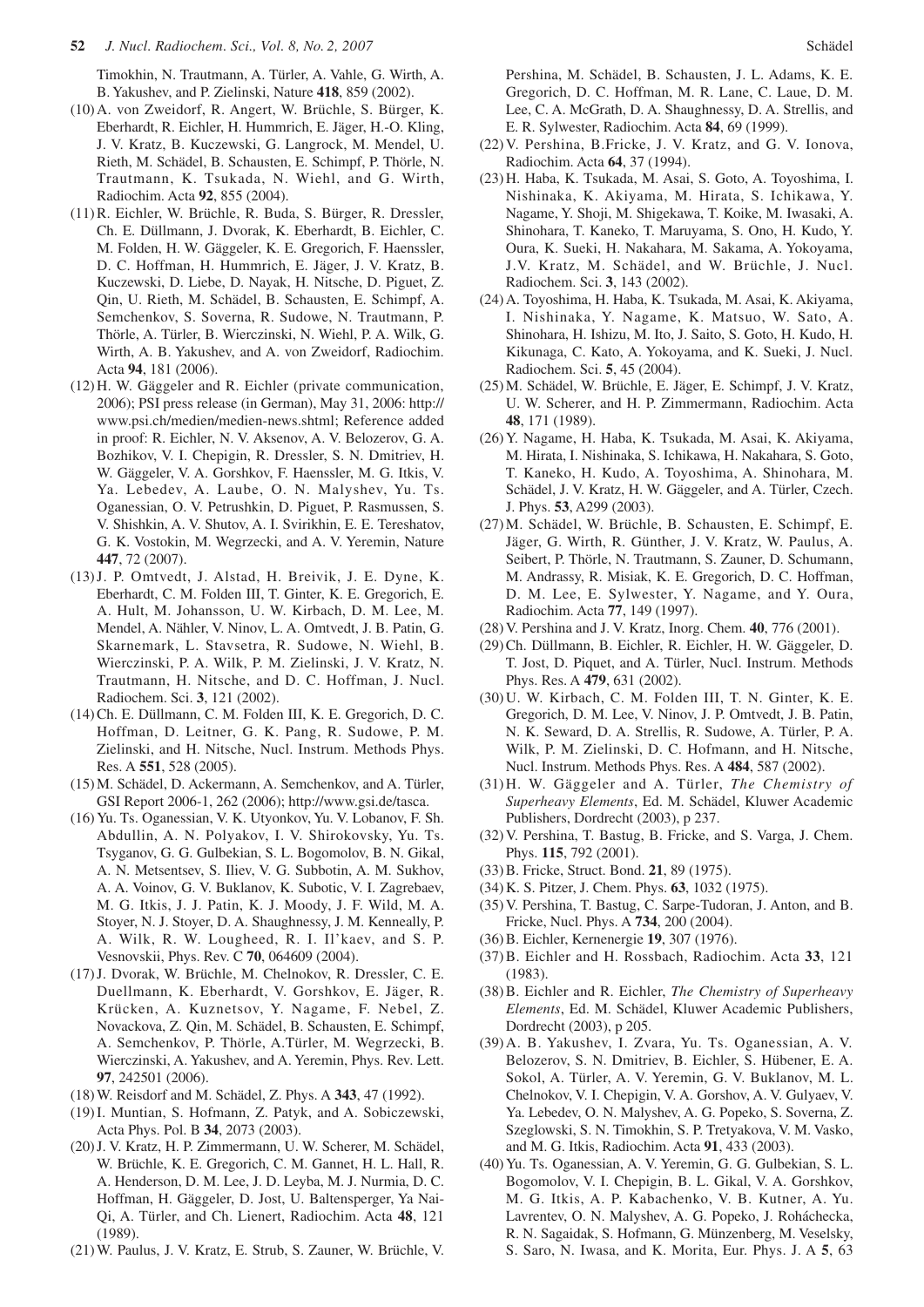Timokhin, N. Trautmann, A. Türler, A. Vahle, G. Wirth, A. B. Yakushev, and P. Zielinski, Nature **418**, 859 (2002).

(10) A. von Zweidorf, R. Angert, W. Brüchle, S. Bürger, K. Eberhardt, R. Eichler, H. Hummrich, E. Jäger, H.-O. Kling, J. V. Kratz, B. Kuczewski, G. Langrock, M. Mendel, U. Rieth, M. Schädel, B. Schausten, E. Schimpf, P. Thörle, N. Trautmann, K. Tsukada, N. Wiehl, and G. Wirth, Radiochim. Acta **92**, 855 (2004).

(11) R. Eichler, W. Brüchle, R. Buda, S. Bürger, R. Dressler, Ch. E. Düllmann, J. Dvorak, K. Eberhardt, B. Eichler, C. M. Folden, H. W. Gäggeler, K. E. Gregorich, F. Haenssler, D. C. Hoffman, H. Hummrich, E. Jäger, J. V. Kratz, B. Kuczewski, D. Liebe, D. Nayak, H. Nitsche, D. Piguet, Z. Qin, U. Rieth, M. Schädel, B. Schausten, E. Schimpf, A. Semchenkov, S. Soverna, R. Sudowe, N. Trautmann, P. Thörle, A. Türler, B. Wierczinski, N. Wiehl, P. A. Wilk, G. Wirth, A. B. Yakushev, and A. von Zweidorf, Radiochim. Acta **94**, 181 (2006).

(12) H. W. Gäggeler and R. Eichler (private communication, 2006); PSI press release (in German), May 31, 2006: http://www.psi.ch/medien/medien-news.shtml; Reference added in proof: R. Eichler, N. V. Aksenov, A. V. Belozerov, G. A. Bozhikov, V. I. Chepigin, R. Dressler, S. N. Dmitriev, H. W. Gäggeler, V. A. Gorshkov, F. Haensssler, M. G. Itkis, V. Ya. Lebedev, A. Laube, O. N. Malyshev, Yu. Ts. Oganessian, O. V. Petrushkin, D. Piguet, P. Rasmussen, S. V. Shishkin, A. V. Shutov, A. I. Svirikhin, E. E. Tereshatov, G. K. Vostokin, M. Wegrzecki, and A. V. Yeremin, Nature **447**, 72 (2007).

(13) J. P. Omtvedt, J. Alstad, H. Breivik, J. E. Dyne, K. Eberhardt, C. M. Folden III, T. Ginter, K. E. Gregorich, E. A. Hult, M. Johansson, U. W. Kirbach, D. M. Lee, M. Mendel, A. Nähler, V. Ninov, L. A. Omtvedt, J. B. Patin, G. Skarnemark, L. Stavsetra, R. Sudowe, N. Wiehl, B. Wierczinski, P. A. Wilk, P. M. Zielinski, J. V. Kratz, N. Trautmann, H. Nitsche, and D. C. Hoffman, J. Nucl. Radiochem. Sci. **3**, 121 (2002).

(14) Ch. E. Düllmann, C. M. Folden III, K. E. Gregorich, D. C. Hoffman, D. Leitner, G. K. Pang, R. Sudowe, P. M. Zielinski, and H. Nitsche, Nucl. Instrum. Methods Phys. Res. A **551**, 528 (2005).

(15) M. Schädel, D. Ackermann, A. Semchenkov, and A. Türler, GSI Report 2006-1, 262 (2006); http://www.gsi.de/tasca.

(16) Yu. Ts. Oganessian, V. K. Utyonkov, Yu. V. Lobanov, F. Sh. Abdullin, A. N. Polyakov, I. V. Shirokovsky, Yu. Ts. Tsyganov, G. G. Gulbekian, S. L. Bogomolov, B. N. Gikal, A. N. Metsentsev, S. Iliev, V. G. Subbotin, A. M. Sukhov, A. A. Voinov, G. V. Buklanov, K. Subotic, V. I. Zagrebaev, M. G. Itkis, J. J. Patin, K. J. Moody, J. F. Wild, M. A. Stoyer, N. J. Stoyer, D. A. Shaughnessy, J. M. Kenneally, P. A. Wilk, R. W. Lougheed, R. I. Il'kaev, and S. P. Vesnovskii, Phys. Rev. C **70**, 064609 (2004).

(17) J. Dvorak, W. Brüchle, M. Chelnokov, R. Dressler, C. E. Duellmann, K. Eberhardt, V. Gorshkov, E. Jäger, R. Krücken, A. Kuznetsov, Y. Nagame, F. Nebel, Z. Novackova, Z. Qin, M. Schädel, B. Schausten, E. Schimpf, A. Semchenkov, P. Thörle, A.Türler, M. Wegrzecki, B. Wierczinski, A. Yakushev, and A. Yeremin, Phys. Rev. Lett. **97**, 242501 (2006).

(18) W. Reisdorf and M. Schädel, Z. Phys. A **343**, 47 (1992).

(19) I. Muntian, S. Hofmann, Z. Patyk, and A. Sobiczewski, Acta Phys. Pol. B **34**, 2073 (2003).

(20) J. V. Kratz, H. P. Zimmermann, U. W. Scherer, M. Schädel, W. Brüchle, K. E. Gregorich, C. M. Gannet, H. L. Hall, R. A. Henderson, D. M. Lee, J. D. Leyba, M. J. Nurmia, D. C. Hoffman, H. Gäggeler, D. Jost, U. Baltensperger, Ya Nai-Qi, A. Türler, and Ch. Lienert, Radiochim. Acta **48**, 121 (1989).

(21) W. Paulus, J. V. Kratz, E. Strub, S. Zauner, W. Brüchle, V. Pershina, M. Schädel, B. Schausten, J. L. Adams, K. E. Gregorich, D. C. Hoffman, M. R. Lane, C. Laue, D. M. Lee, C. A. McGrath, D. A. Shaughnessy, D. A. Strellis, and E. R. Sylwester, Radiochim. Acta **84**, 69 (1999).

(22) V. Pershina, B.Fricke, J. V. Kratz, and G. V. Ionova, Radiochim. Acta **64**, 37 (1994).

(23) H. Haba, K. Tsukada, M. Asai, S. Goto, A. Toyoshima, I. Nishinaka, K. Akiyama, M. Hirata, S. Ichikawa, Y. Nagame, Y. Shoji, M. Shigekawa, T. Koike, M. Iwasaki, A. Shinohara, T. Kaneko, T. Maruyama, S. Ono, H. Kudo, Y. Oura, K. Sueki, H. Nakahara, M. Sakama, A. Yokoyama, J.V. Kratz, M. Schädel, and W. Brüchle, J. Nucl. Radiochem. Sci. **3**, 143 (2002).

(24) A. Toyoshima, H. Haba, K. Tsukada, M. Asai, K. Akiyama, I. Nishinaka, Y. Nagame, K. Matsuo, W. Sato, A. Shinohara, H. Ishizu, M. Ito, J. Saito, S. Goto, H. Kudo, H. Kikunaga, C. Kato, A. Yokoyama, and K. Sueki, J. Nucl. Radiochem. Sci. **5**, 45 (2004).

(25) M. Schädel, W. Brüchle, E. Jäger, E. Schimpf, J. V. Kratz, U. W. Scherer, and H. P. Zimmermann, Radiochim. Acta **48**, 171 (1989).

(26) Y. Nagame, H. Haba, K. Tsukada, M. Asai, K. Akiyama, M. Hirata, I. Nishinaka, S. Ichikawa, H. Nakahara, S. Goto, T. Kaneko, H. Kudo, A. Toyoshima, A. Shinohara, M. Schädel, J. V. Kratz, H. W. Gäggeler, and A. Türler, Czech. J. Phys. **53**, A299 (2003).

(27) M. Schädel, W. Brüchle, B. Schausten, E. Schimpf, E. Jäger, G. Wirth, R. Günther, J. V. Kratz, W. Paulus, A. Seibert, P. Thörle, N. Trautmann, S. Zauner, D. Schumann, M. Andrassy, R. Misiak, K. E. Gregorich, D. C. Hoffman, D. M. Lee, E. Sylwester, Y. Nagame, and Y. Oura, Radiochim. Acta **77**, 149 (1997).

(28) V. Pershina and J. V. Kratz, Inorg. Chem. **40**, 776 (2001).

(29) Ch. Düllmann, B. Eichler, R. Eichler, H. W. Gäggeler, D. T. Jost, D. Piquet, and A. Türler, Nucl. Instrum. Methods Phys. Res. A **479**, 631 (2002).

(30) U. W. Kirbach, C. M. Folden III, T. N. Ginter, K. E. Gregorich, D. M. Lee, V. Ninov, J. P. Omtvedt, J. B. Patin, N. K. Seward, D. A. Strellis, R. Sudowe, A. Türler, P. A. Wilk, P. M. Zielinski, D. C. Hofmann, and H. Nitsche, Nucl. Instrum. Methods Phys. Res. A **484**, 587 (2002).

(31) H. W. Gäggeler and A. Türler, *The Chemistry of Superheavy Elements*, Ed. M. Schädel, Kluwer Academic Publishers, Dordrecht (2003), p 237.

(32) V. Pershina, T. Bastug, B. Fricke, and S. Varga, J. Chem. Phys. **115**, 792 (2001).

(33) B. Fricke, Struct. Bond. **21**, 89 (1975).

(34) K. S. Pitzer, J. Chem. Phys. **63**, 1032 (1975).

(35) V. Pershina, T. Bastug, C. Sarpe-Tudoran, J. Anton, and B. Fricke, Nucl. Phys. A **734**, 200 (2004).

(36) B. Eichler, Kernenergie **19**, 307 (1976).

(37) B. Eichler and H. Rossbach, Radiochim. Acta **33**, 121 (1983).

(38) B. Eichler and R. Eichler, *The Chemistry of Superheavy Elements*, Ed. M. Schädel, Kluwer Academic Publishers, Dordrecht (2003), p 205.

(39) A. B. Yakushev, I. Zvara, Yu. Ts. Oganessian, A. V. Belozerov, S. N. Dmitriev, B. Eichler, S. Hübener, E. A. Sokol, A. Türler, A. V. Yeremin, G. V. Buklanov, M. L. Chelnokov, V. I. Chepigin, V. A. Gorshov, A. V. Gulyaev, V. Ya. Lebedev, O. N. Malyshev, A. G. Popeko, S. Soverna, Z. Szeglowski, S. N. Timokhin, S. P. Tretyakova, V. M. Vasko, and M. G. Itkis, Radiochim. Acta **91**, 433 (2003).

(40) Yu. Ts. Oganessian, A. V. Yeremin, G. G. Gulbekian, S. L. Bogomolov, V. I. Chepigin, B. L. Gikal, V. A. Gorshkov, M. G. Itkis, A. P. Kabachenko, V. B. Kutner, A. Yu. Lavrentev, O. N. Malyshev, A. G. Popeko, J. Roháchecka, R. N. Sagaidak, S. Hofmann, G. Münzenberg, M. Veselsky, S. Saro, N. Iwasa, and K. Morita, Eur. Phys. J. A **5**, 63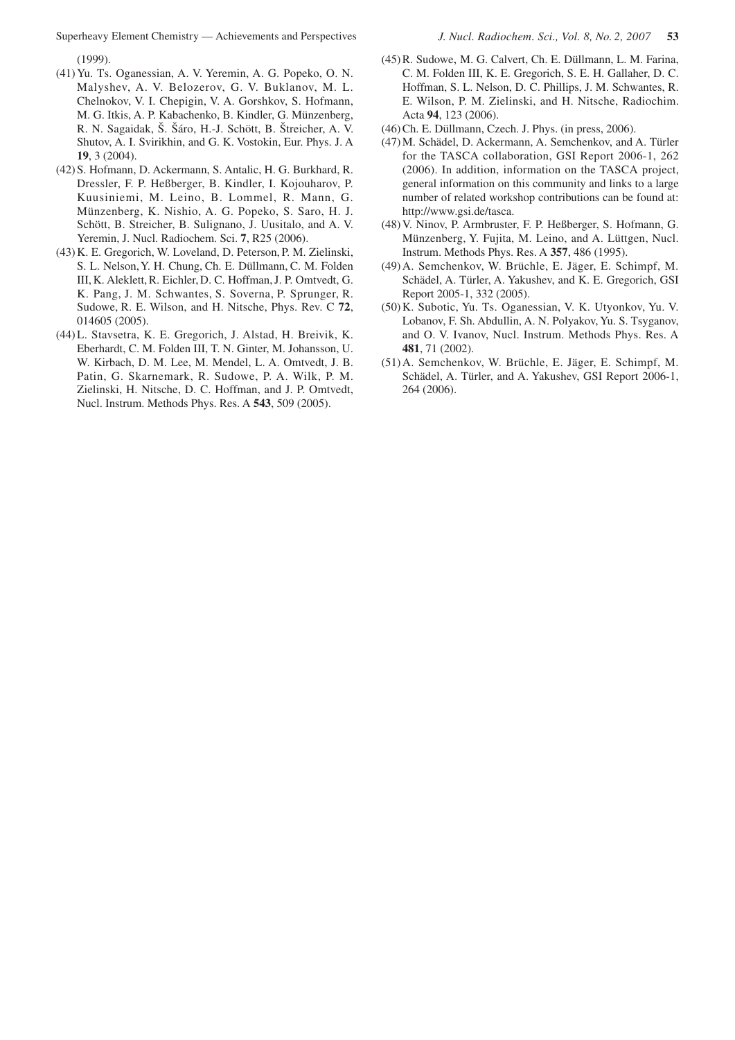(1999).

(41) Yu. Ts. Oganessian, A. V. Yeremin, A. G. Popeko, O. N. Malyshev, A. V. Belozerov, G. V. Buklanov, M. L. Chelnokov, V. I. Chepigin, V. A. Gorshkov, S. Hofmann, M. G. Itkis, A. P. Kabachenko, B. Kindler, G. Münzenberg, R. N. Sagaidak, Š. Šáro, H.-J. Schött, B. Štreicher, A. V. Shutov, A. I. Svirikhin, and G. K. Vostokin, Eur. Phys. J. A **19**, 3 (2004).

(42) S. Hofmann, D. Ackermann, S. Antalic, H. G. Burkhard, R. Dressler, F. P. Heßberger, B. Kindler, I. Kojouharov, P. Kuusiniemi, M. Leino, B. Lommel, R. Mann, G. Münzenberg, K. Nishio, A. G. Popeko, S. Saro, H. J. Schött, B. Streicher, B. Sulignano, J. Uusitalo, and A. V. Yeremin, J. Nucl. Radiochem. Sci. **7**, R25 (2006).

(43) K. E. Gregorich, W. Loveland, D. Peterson, P. M. Zielinski, S. L. Nelson, Y. H. Chung, Ch. E. Düllmann, C. M. Folden III, K. Aleklett, R. Eichler, D. C. Hoffman, J. P. Omtvedt, G. K. Pang, J. M. Schwantes, S. Soverna, P. Sprunger, R. Sudowe, R. E. Wilson, and H. Nitsche, Phys. Rev. C **72**, 014605 (2005).

(44) L. Stavsetra, K. E. Gregorich, J. Alstad, H. Breivik, K. Eberhardt, C. M. Folden III, T. N. Ginter, M. Johansson, U. W. Kirbach, D. M. Lee, M. Mendel, L. A. Omtvedt, J. B. Patin, G. Skarnemark, R. Sudowe, P. A. Wilk, P. M. Zielinski, H. Nitsche, D. C. Hoffman, and J. P. Omtvedt, Nucl. Instrum. Methods Phys. Res. A **543**, 509 (2005).

(45) R. Sudowe, M. G. Calvert, Ch. E. Düllmann, L. M. Farina, C. M. Folden III, K. E. Gregorich, S. E. H. Gallaher, D. C. Hoffman, S. L. Nelson, D. C. Phillips, J. M. Schwantes, R. E. Wilson, P. M. Zielinski, and H. Nitsche, Radiochim. Acta **94**, 123 (2006).

(46) Ch. E. Düllmann, Czech. J. Phys. (in press, 2006).

(47) M. Schädel, D. Ackermann, A. Semchenkov, and A. Türler for the TASCA collaboration, GSI Report 2006-1, 262 (2006). In addition, information on the TASCA project, general information on this community and links to a large number of related workshop contributions can be found at: http://www.gsi.de/tasca.

(48) V. Ninov, P. Armbruster, F. P. Heßberger, S. Hofmann, G. Münzenberg, Y. Fujita, M. Leino, and A. Lüttgen, Nucl. Instrum. Methods Phys. Res. A **357**, 486 (1995).

(49) A. Semchenkov, W. Brüchle, E. Jäger, E. Schimpf, M. Schädel, A. Türler, A. Yakushev, and K. E. Gregorich, GSI Report 2005-1, 332 (2005).

(50) K. Subotic, Yu. Ts. Oganessian, V. K. Utyonkov, Yu. V. Lobanov, F. Sh. Abdullin, A. N. Polyakov, Yu. S. Tsyganov, and O. V. Ivanov, Nucl. Instrum. Methods Phys. Res. A **481**, 71 (2002).

(51) A. Semchenkov, W. Brüchle, E. Jäger, E. Schimpf, M. Schädel, A. Türler, and A. Yakushev, GSI Report 2006-1, 264 (2006).